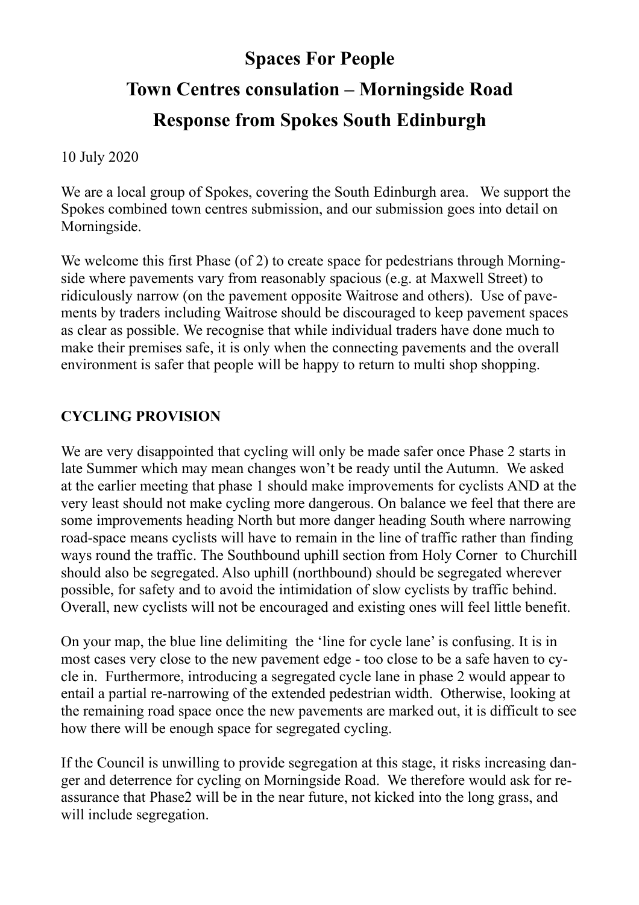# Spaces For People

# Town Centres consulation – Morningside Road

# Response from Spokes South Edinburgh

10 July 2020

We are a local group of Spokes, covering the South Edinburgh area. We support the Spokes combined town centres submission, and our submission goes into detail on Morningside.

We welcome this first Phase (of 2) to create space for pedestrians through Morningside where pavements vary from reasonably spacious (e.g. at Maxwell Street) to ridiculously narrow (on the pavement opposite Waitrose and others). Use of pavements by traders including Waitrose should be discouraged to keep pavement spaces as clear as possible. We recognise that while individual traders have done much to make their premises safe, it is only when the connecting pavements and the overall environment is safer that people will be happy to return to multi shop shopping.

## CYCLING PROVISION

We are very disappointed that cycling will only be made safer once Phase 2 starts in late Summer which may mean changes won't be ready until the Autumn. We asked at the earlier meeting that phase 1 should make improvements for cyclists AND at the very least should not make cycling more dangerous. On balance we feel that there are some improvements heading North but more danger heading South where narrowing road-space means cyclists will have to remain in the line of traffic rather than finding ways round the traffic. The Southbound uphill section from Holy Corner to Churchill should also be segregated. Also uphill (northbound) should be segregated wherever possible, for safety and to avoid the intimidation of slow cyclists by traffic behind. Overall, new cyclists will not be encouraged and existing ones will feel little benefit.

On your map, the blue line delimiting the 'line for cycle lane' is confusing. It is in most cases very close to the new pavement edge - too close to be a safe haven to cycle in. Furthermore, introducing a segregated cycle lane in phase 2 would appear to entail a partial re-narrowing of the extended pedestrian width. Otherwise, looking at the remaining road space once the new pavements are marked out, it is difficult to see how there will be enough space for segregated cycling.

If the Council is unwilling to provide segregation at this stage, it risks increasing danger and deterrence for cycling on Morningside Road. We therefore would ask for reassurance that Phase2 will be in the near future, not kicked into the long grass, and will include segregation.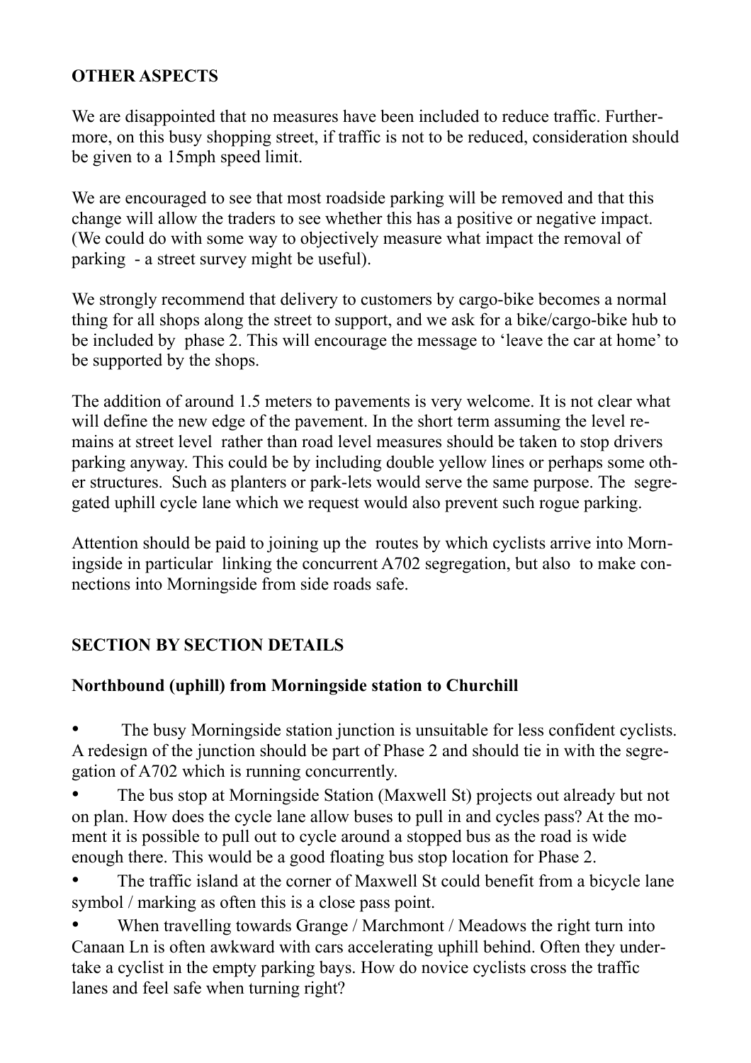## OTHER ASPECTS

We are disappointed that no measures have been included to reduce traffic. Furthermore, on this busy shopping street, if traffic is not to be reduced, consideration should be given to a 15mph speed limit.

We are encouraged to see that most roadside parking will be removed and that this change will allow the traders to see whether this has a positive or negative impact. (We could do with some way to objectively measure what impact the removal of parking - a street survey might be useful).

We strongly recommend that delivery to customers by cargo-bike becomes a normal thing for all shops along the street to support, and we ask for a bike/cargo-bike hub to be included by phase 2. This will encourage the message to 'leave the car at home' to be supported by the shops.

The addition of around 1.5 meters to pavements is very welcome. It is not clear what will define the new edge of the pavement. In the short term assuming the level remains at street level rather than road level measures should be taken to stop drivers parking anyway. This could be by including double yellow lines or perhaps some other structures. Such as planters or park-lets would serve the same purpose. The segregated uphill cycle lane which we request would also prevent such rogue parking.

Attention should be paid to joining up the routes by which cyclists arrive into Morningside in particular linking the concurrent A702 segregation, but also to make connections into Morningside from side roads safe.

## SECTION BY SECTION DETAILS

### Northbound (uphill) from Morningside station to Churchill

- The busy Morningside station junction is unsuitable for less confident cyclists. A redesign of the junction should be part of Phase 2 and should tie in with the segregation of A702 which is running concurrently.
- The bus stop at Morningside Station (Maxwell St) projects out already but not on plan. How does the cycle lane allow buses to pull in and cycles pass? At the moment it is possible to pull out to cycle around a stopped bus as the road is wide enough there. This would be a good floating bus stop location for Phase 2.
- The traffic island at the corner of Maxwell St could benefit from a bicycle lane symbol / marking as often this is a close pass point.
- When travelling towards Grange / Marchmont / Meadows the right turn into Canaan Ln is often awkward with cars accelerating uphill behind. Often they undertake a cyclist in the empty parking bays. How do novice cyclists cross the traffic lanes and feel safe when turning right?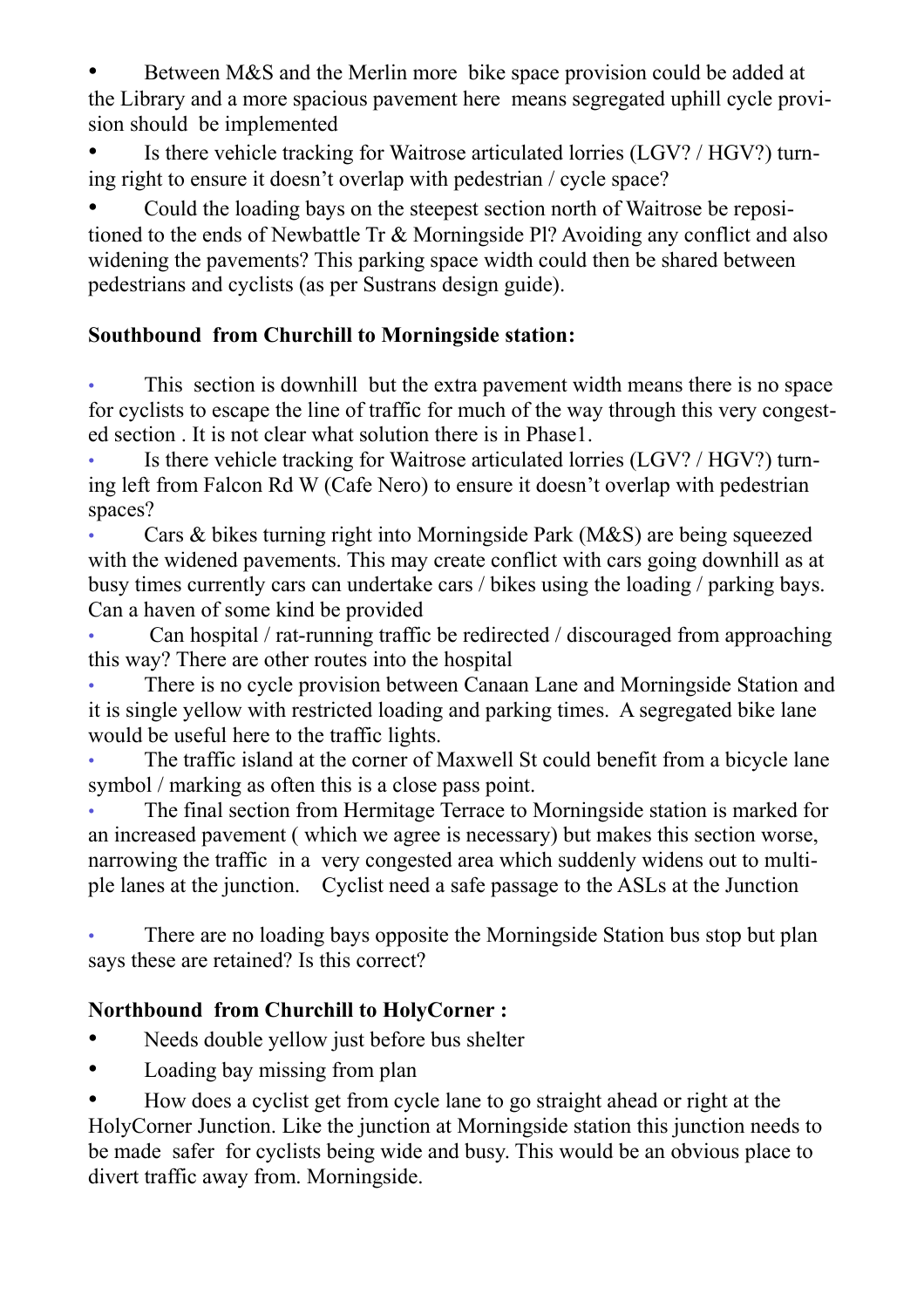- Between M&S and the Merlin more bike space provision could be added at the Library and a more spacious pavement here means segregated uphill cycle provision should be implemented
- Is there vehicle tracking for Waitrose articulated lorries (LGV? / HGV?) turning right to ensure it doesn't overlap with pedestrian / cycle space?
- Could the loading bays on the steepest section north of Waitrose be repositioned to the ends of Newbattle Tr & Morningside Pl? Avoiding any conflict and also widening the pavements? This parking space width could then be shared between pedestrians and cyclists (as per Sustrans design guide).

**Southbound from Churchill to Morningside station:**

- This section is downhill but the extra pavement width means there is no space for cyclists to escape the line of traffic for much of the way through this very congested section . It is not clear what solution there is in Phase1.
- Is there vehicle tracking for Waitrose articulated lorries (LGV? / HGV?) turning left from Falcon Rd W (Cafe Nero) to ensure it doesn't overlap with pedestrian spaces?
- Cars & bikes turning right into Morningside Park (M&S) are being squeezed with the widened pavements. This may create conflict with cars going downhill as at busy times currently cars can undertake cars / bikes using the loading / parking bays. Can a haven of some kind be provided
- Can hospital / rat-running traffic be redirected / discouraged from approaching this way? There are other routes into the hospital
- There is no cycle provision between Canaan Lane and Morningside Station and it is single yellow with restricted loading and parking times. A segregated bike lane would be useful here to the traffic lights.
- The traffic island at the corner of Maxwell St could benefit from a bicycle lane symbol / marking as often this is a close pass point.
- The final section from Hermitage Terrace to Morningside station is marked for an increased pavement ( which we agree is necessary) but makes this section worse, narrowing the traffic in a very congested area which suddenly widens out to multiple lanes at the junction. Cyclist need a safe passage to the ASLs at the Junction
- There are no loading bays opposite the Morningside Station bus stop but plan says these are retained? Is this correct?

**Northbound from Churchill to HolyCorner :**

- Needs double yellow just before bus shelter
- Loading bay missing from plan
- How does a cyclist get from cycle lane to go straight ahead or right at the HolyCorner Junction. Like the junction at Morningside station this junction needs to be made safer for cyclists being wide and busy. This would be an obvious place to divert traffic away from. Morningside.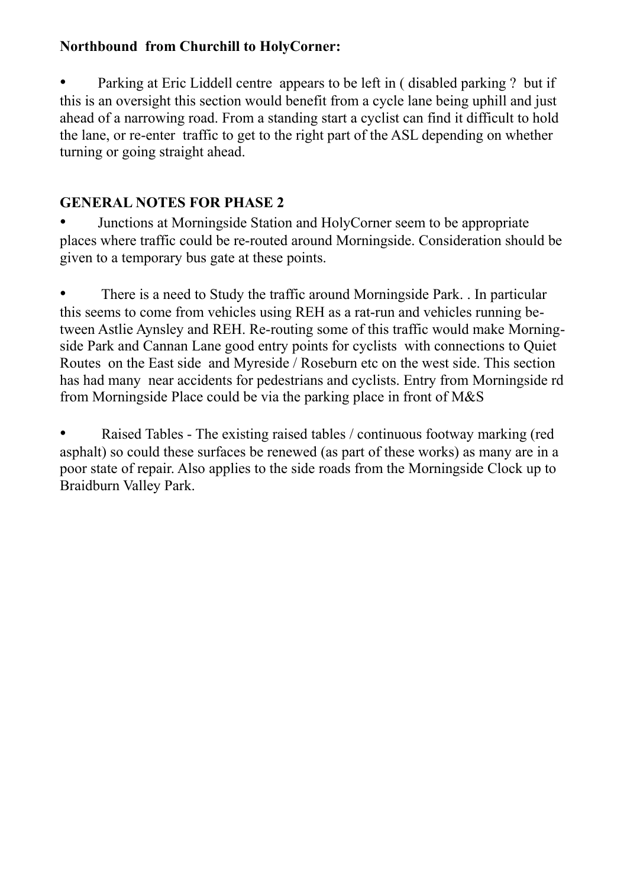**Northbound from Churchill to HolyCorner:**

- Parking at Eric Liddell centre appears to be left in ( disabled parking ? but if this is an oversight this section would benefit from a cycle lane being uphill and just ahead of a narrowing road. From a standing start a cyclist can find it difficult to hold the lane, or re-enter traffic to get to the right part of the ASL depending on whether turning or going straight ahead.

**GENERAL NOTES FOR PHASE 2**

- Junctions at Morningside Station and HolyCorner seem to be appropriate places where traffic could be re-routed around Morningside. Consideration should be given to a temporary bus gate at these points.

- There is a need to Study the traffic around Morningside Park. . In particular this seems to come from vehicles using REH as a rat-run and vehicles running between Astlie Aynsley and REH. Re-routing some of this traffic would make Morningside Park and Cannan Lane good entry points for cyclists with connections to Quiet Routes on the East side and Myreside / Roseburn etc on the west side. This section has had many near accidents for pedestrians and cyclists. Entry from Morningside rd from Morningside Place could be via the parking place in front of M&S

- Raised Tables - The existing raised tables / continuous footway marking (red asphalt) so could these surfaces be renewed (as part of these works) as many are in a poor state of repair. Also applies to the side roads from the Morningside Clock up to Braidburn Valley Park.